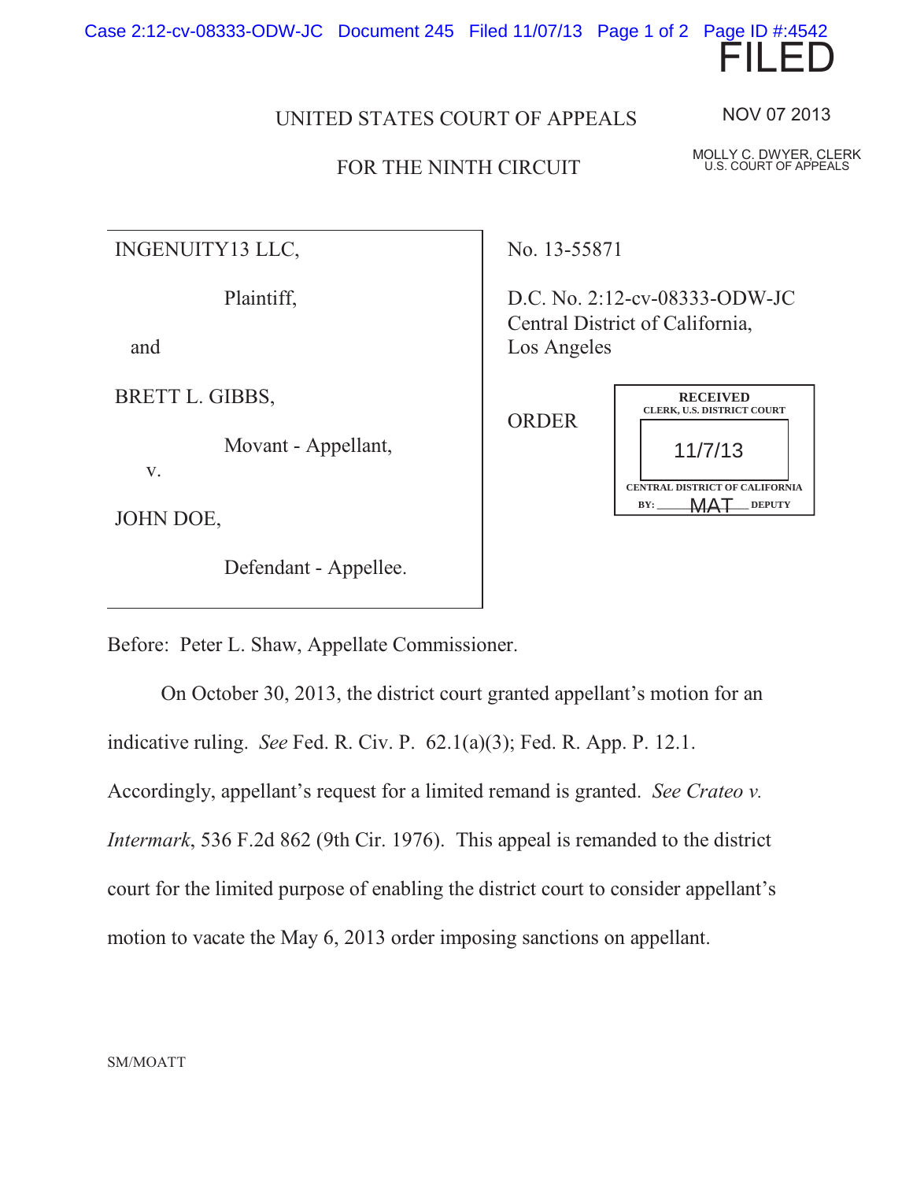FILED

NOV 07 2013

MOLLY C. DWYER, CLERK
U.S. COURT OF APPEALS

UNITED STATES COURT OF APPEALS

FOR THE NINTH CIRCUIT

| | |
|---|---|
| INGENUITY13 LLC,<br><br>Plaintiff,<br><br>and<br><br>BRETT L. GIBBS,<br><br>Movant - Appellant,<br><br>v.<br><br>JOHN DOE,<br><br>Defendant - Appellee. | No. 13-55871<br><br>D.C. No. 2:12-cv-08333-ODW-JC<br>Central District of California,<br>Los Angeles<br><br>ORDER |

RECEIVED
CLERK, U.S. DISTRICT COURT
11/7/13
CENTRAL DISTRICT OF CALIFORNIA
BY: MAT DEPUTY

Before: Peter L. Shaw, Appellate Commissioner.

On October 30, 2013, the district court granted appellant's motion for an indicative ruling. *See* Fed. R. Civ. P. 62.1(a)(3); Fed. R. App. P. 12.1. Accordingly, appellant's request for a limited remand is granted. *See Crateo v. Intermark*, 536 F.2d 862 (9th Cir. 1976). This appeal is remanded to the district court for the limited purpose of enabling the district court to consider appellant's motion to vacate the May 6, 2013 order imposing sanctions on appellant.

SM/MOATT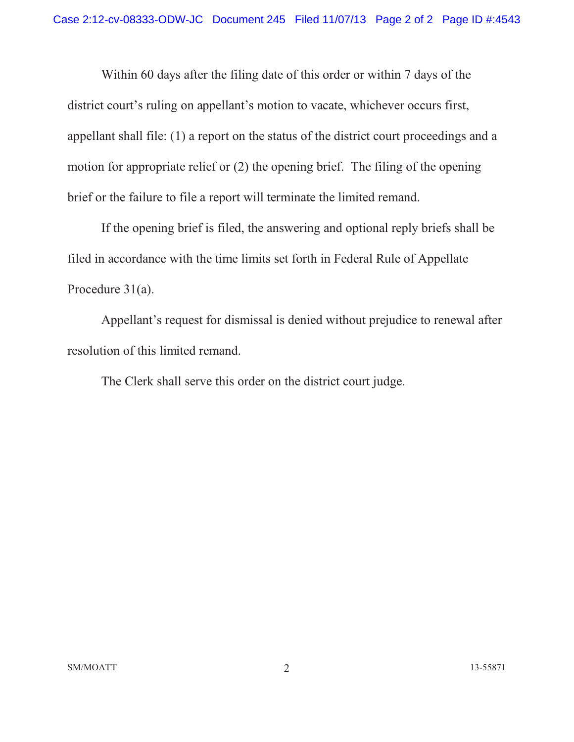Within 60 days after the filing date of this order or within 7 days of the district court's ruling on appellant's motion to vacate, whichever occurs first, appellant shall file: (1) a report on the status of the district court proceedings and a motion for appropriate relief or (2) the opening brief. The filing of the opening brief or the failure to file a report will terminate the limited remand.

If the opening brief is filed, the answering and optional reply briefs shall be filed in accordance with the time limits set forth in Federal Rule of Appellate Procedure 31(a).

Appellant's request for dismissal is denied without prejudice to renewal after resolution of this limited remand.

The Clerk shall serve this order on the district court judge.

SM/MOATT 13-55871